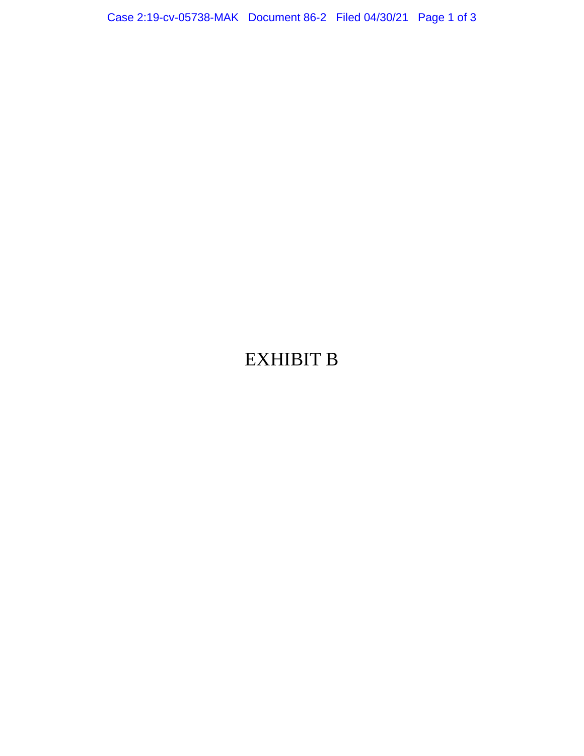# EXHIBIT B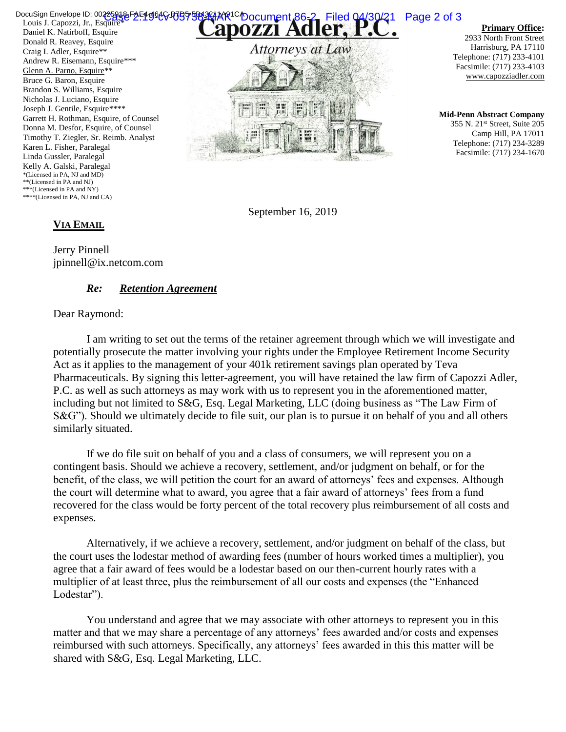Louis J. Capozzi, Jr., Esquire*
Daniel K. Natirboff, Esquire
Donald R. Reavey, Esquire
Craig I. Adler, Esquire**
Andrew R. Eisemann, Esquire***
Glenn A. Parno, Esquire**
Bruce G. Baron, Esquire
Brandon S. Williams, Esquire
Nicholas J. Luciano, Esquire
Joseph J. Gentile, Esquire****
Garrett H. Rothman, Esquire, of Counsel
Donna M. Desfor, Esquire, of Counsel
Timothy T. Ziegler, Sr. Reimb. Analyst
Karen L. Fisher, Paralegal
Linda Gussler, Paralegal
Kelly A. Galski, Paralegal
*(Licensed in PA, NJ and MD)
**(Licensed in PA and NJ)
***(Licensed in PA and NY)
****(Licensed in PA, NJ and CA)

# Capozzi Adler, P.C.

*Attorneys at Law*

**Primary Office:**
2933 North Front Street
Harrisburg, PA 17110
Telephone: (717) 233-4101
Facsimile: (717) 233-4103
www.capozziadler.com

**Mid-Penn Abstract Company**
355 N. 21st Street, Suite 205
Camp Hill, PA 17011
Telephone: (717) 234-3289
Facsimile: (717) 234-1670

September 16, 2019

**VIA EMAIL**

Jerry Pinnell
jpinnell@ix.netcom.com

***Re: Retention Agreement***

Dear Raymond:

I am writing to set out the terms of the retainer agreement through which we will investigate and potentially prosecute the matter involving your rights under the Employee Retirement Income Security Act as it applies to the management of your 401k retirement savings plan operated by Teva Pharmaceuticals. By signing this letter-agreement, you will have retained the law firm of Capozzi Adler, P.C. as well as such attorneys as may work with us to represent you in the aforementioned matter, including but not limited to S&G, Esq. Legal Marketing, LLC (doing business as "The Law Firm of S&G"). Should we ultimately decide to file suit, our plan is to pursue it on behalf of you and all others similarly situated.

If we do file suit on behalf of you and a class of consumers, we will represent you on a contingent basis. Should we achieve a recovery, settlement, and/or judgment on behalf, or for the benefit, of the class, we will petition the court for an award of attorneys' fees and expenses. Although the court will determine what to award, you agree that a fair award of attorneys' fees from a fund recovered for the class would be forty percent of the total recovery plus reimbursement of all costs and expenses.

Alternatively, if we achieve a recovery, settlement, and/or judgment on behalf of the class, but the court uses the lodestar method of awarding fees (number of hours worked times a multiplier), you agree that a fair award of fees would be a lodestar based on our then-current hourly rates with a multiplier of at least three, plus the reimbursement of all our costs and expenses (the "Enhanced Lodestar").

You understand and agree that we may associate with other attorneys to represent you in this matter and that we may share a percentage of any attorneys' fees awarded and/or costs and expenses reimbursed with such attorneys. Specifically, any attorneys' fees awarded in this this matter will be shared with S&G, Esq. Legal Marketing, LLC.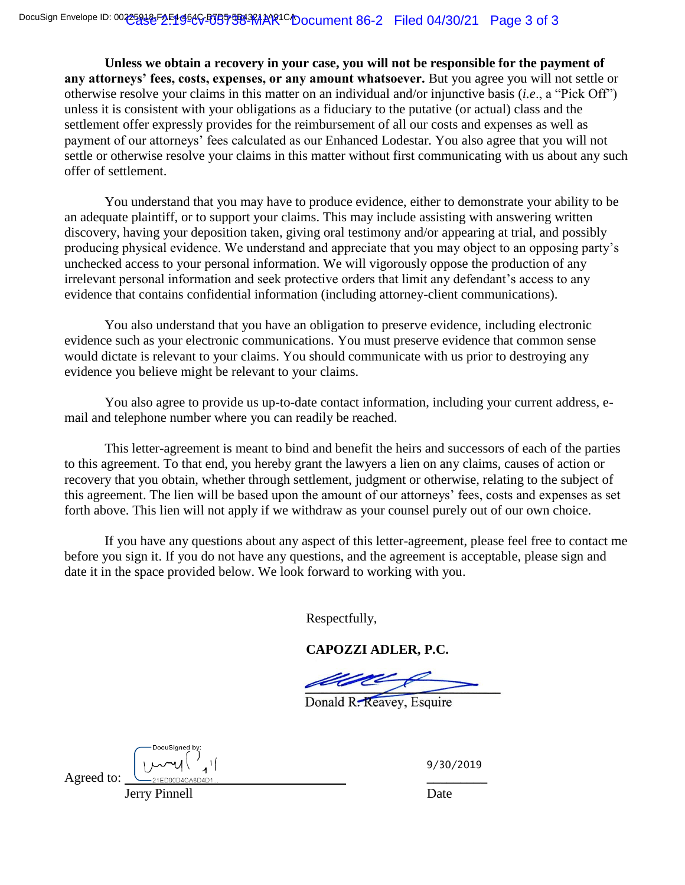**Unless we obtain a recovery in your case, you will not be responsible for the payment of any attorneys' fees, costs, expenses, or any amount whatsoever.** But you agree you will not settle or otherwise resolve your claims in this matter on an individual and/or injunctive basis (*i.e*., a "Pick Off") unless it is consistent with your obligations as a fiduciary to the putative (or actual) class and the settlement offer expressly provides for the reimbursement of all our costs and expenses as well as payment of our attorneys' fees calculated as our Enhanced Lodestar. You also agree that you will not settle or otherwise resolve your claims in this matter without first communicating with us about any such offer of settlement.

You understand that you may have to produce evidence, either to demonstrate your ability to be an adequate plaintiff, or to support your claims. This may include assisting with answering written discovery, having your deposition taken, giving oral testimony and/or appearing at trial, and possibly producing physical evidence. We understand and appreciate that you may object to an opposing party's unchecked access to your personal information. We will vigorously oppose the production of any irrelevant personal information and seek protective orders that limit any defendant's access to any evidence that contains confidential information (including attorney-client communications).

You also understand that you have an obligation to preserve evidence, including electronic evidence such as your electronic communications. You must preserve evidence that common sense would dictate is relevant to your claims. You should communicate with us prior to destroying any evidence you believe might be relevant to your claims.

You also agree to provide us up-to-date contact information, including your current address, e-mail and telephone number where you can readily be reached.

This letter-agreement is meant to bind and benefit the heirs and successors of each of the parties to this agreement. To that end, you hereby grant the lawyers a lien on any claims, causes of action or recovery that you obtain, whether through settlement, judgment or otherwise, relating to the subject of this agreement. The lien will be based upon the amount of our attorneys' fees, costs and expenses as set forth above. This lien will not apply if we withdraw as your counsel purely out of our own choice.

If you have any questions about any aspect of this letter-agreement, please feel free to contact me before you sign it. If you do not have any questions, and the agreement is acceptable, please sign and date it in the space provided below. We look forward to working with you.

Respectfully,

**CAPOZZI ADLER, P.C.**

Donald R. Reavey, Esquire

Agreed to: DocuSigned by: 21ED00D4CA8D4D1...

Jerry Pinnell

9/30/2019

Date